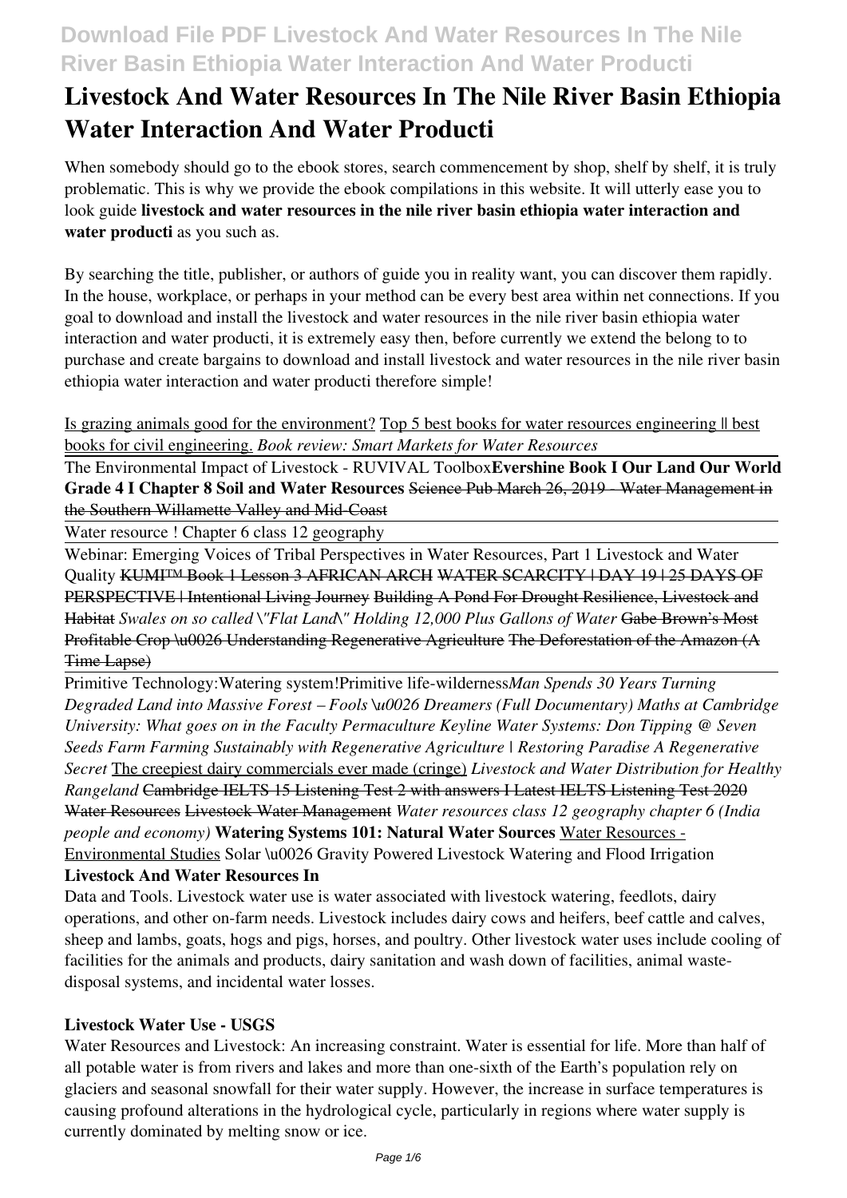# Livestock And Water Resources In The Nile River Basin Ethiopia Water Interaction And Water Producti

When somebody should go to the ebook stores, search commencement by shop, shelf by shelf, it is truly problematic. This is why we provide the ebook compilations in this website. It will utterly ease you to look guide **livestock and water resources in the nile river basin ethiopia water interaction and water producti** as you such as.

By searching the title, publisher, or authors of guide you in reality want, you can discover them rapidly. In the house, workplace, or perhaps in your method can be every best area within net connections. If you goal to download and install the livestock and water resources in the nile river basin ethiopia water interaction and water producti, it is extremely easy then, before currently we extend the belong to to purchase and create bargains to download and install livestock and water resources in the nile river basin ethiopia water interaction and water producti therefore simple!

Is grazing animals good for the environment? Top 5 best books for water resources engineering || best books for civil engineering. *Book review: Smart Markets for Water Resources*

The Environmental Impact of Livestock - RUVIVAL Toolbox **Evershine Book I Our Land Our World Grade 4 I Chapter 8 Soil and Water Resources** ~~Science Pub March 26, 2019 - Water Management in the Southern Willamette Valley and Mid-Coast~~

Water resource ! Chapter 6 class 12 geography

Webinar: Emerging Voices of Tribal Perspectives in Water Resources, Part 1 Livestock and Water Quality ~~KUMI™ Book 1 Lesson 3 AFRICAN ARCH WATER SCARCITY | DAY 19 | 25 DAYS OF PERSPECTIVE | Intentional Living Journey Building A Pond For Drought Resilience, Livestock and Habitat~~ *Swales on so called \"Flat Land\" Holding 12,000 Plus Gallons of Water* ~~Gabe Brown's Most Profitable Crop \u0026 Understanding Regenerative Agriculture The Deforestation of the Amazon (A Time Lapse)~~

Primitive Technology:Watering system!Primitive life-wilderness *Man Spends 30 Years Turning Degraded Land into Massive Forest – Fools \u0026 Dreamers (Full Documentary) Maths at Cambridge University: What goes on in the Faculty Permaculture Keyline Water Systems: Don Tipping @ Seven Seeds Farm Farming Sustainably with Regenerative Agriculture | Restoring Paradise A Regenerative Secret* The creepiest dairy commercials ever made (cringe) *Livestock and Water Distribution for Healthy Rangeland* ~~Cambridge IELTS 15 Listening Test 2 with answers I Latest IELTS Listening Test 2020 Water Resources Livestock Water Management~~ *Water resources class 12 geography chapter 6 (India people and economy)* **Watering Systems 101: Natural Water Sources** Water Resources - Environmental Studies Solar \u0026 Gravity Powered Livestock Watering and Flood Irrigation

### Livestock And Water Resources In

Data and Tools. Livestock water use is water associated with livestock watering, feedlots, dairy operations, and other on-farm needs. Livestock includes dairy cows and heifers, beef cattle and calves, sheep and lambs, goats, hogs and pigs, horses, and poultry. Other livestock water uses include cooling of facilities for the animals and products, dairy sanitation and wash down of facilities, animal waste-disposal systems, and incidental water losses.

### Livestock Water Use - USGS

Water Resources and Livestock: An increasing constraint. Water is essential for life. More than half of all potable water is from rivers and lakes and more than one-sixth of the Earth's population rely on glaciers and seasonal snowfall for their water supply. However, the increase in surface temperatures is causing profound alterations in the hydrological cycle, particularly in regions where water supply is currently dominated by melting snow or ice.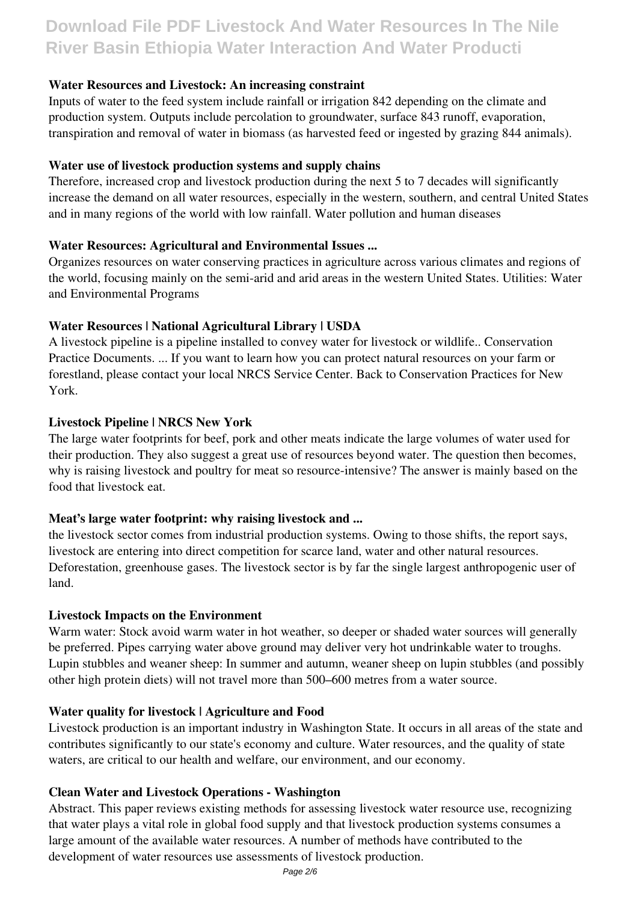### Water Resources and Livestock: An increasing constraint

Inputs of water to the feed system include rainfall or irrigation 842 depending on the climate and production system. Outputs include percolation to groundwater, surface 843 runoff, evaporation, transpiration and removal of water in biomass (as harvested feed or ingested by grazing 844 animals).

### Water use of livestock production systems and supply chains

Therefore, increased crop and livestock production during the next 5 to 7 decades will significantly increase the demand on all water resources, especially in the western, southern, and central United States and in many regions of the world with low rainfall. Water pollution and human diseases

### Water Resources: Agricultural and Environmental Issues ...

Organizes resources on water conserving practices in agriculture across various climates and regions of the world, focusing mainly on the semi-arid and arid areas in the western United States. Utilities: Water and Environmental Programs

### Water Resources | National Agricultural Library | USDA

A livestock pipeline is a pipeline installed to convey water for livestock or wildlife.. Conservation Practice Documents. ... If you want to learn how you can protect natural resources on your farm or forestland, please contact your local NRCS Service Center. Back to Conservation Practices for New York.

### Livestock Pipeline | NRCS New York

The large water footprints for beef, pork and other meats indicate the large volumes of water used for their production. They also suggest a great use of resources beyond water. The question then becomes, why is raising livestock and poultry for meat so resource-intensive? The answer is mainly based on the food that livestock eat.

### Meat's large water footprint: why raising livestock and ...

the livestock sector comes from industrial production systems. Owing to those shifts, the report says, livestock are entering into direct competition for scarce land, water and other natural resources. Deforestation, greenhouse gases. The livestock sector is by far the single largest anthropogenic user of land.

### Livestock Impacts on the Environment

Warm water: Stock avoid warm water in hot weather, so deeper or shaded water sources will generally be preferred. Pipes carrying water above ground may deliver very hot undrinkable water to troughs. Lupin stubbles and weaner sheep: In summer and autumn, weaner sheep on lupin stubbles (and possibly other high protein diets) will not travel more than 500–600 metres from a water source.

### Water quality for livestock | Agriculture and Food

Livestock production is an important industry in Washington State. It occurs in all areas of the state and contributes significantly to our state's economy and culture. Water resources, and the quality of state waters, are critical to our health and welfare, our environment, and our economy.

### Clean Water and Livestock Operations - Washington

Abstract. This paper reviews existing methods for assessing livestock water resource use, recognizing that water plays a vital role in global food supply and that livestock production systems consumes a large amount of the available water resources. A number of methods have contributed to the development of water resources use assessments of livestock production.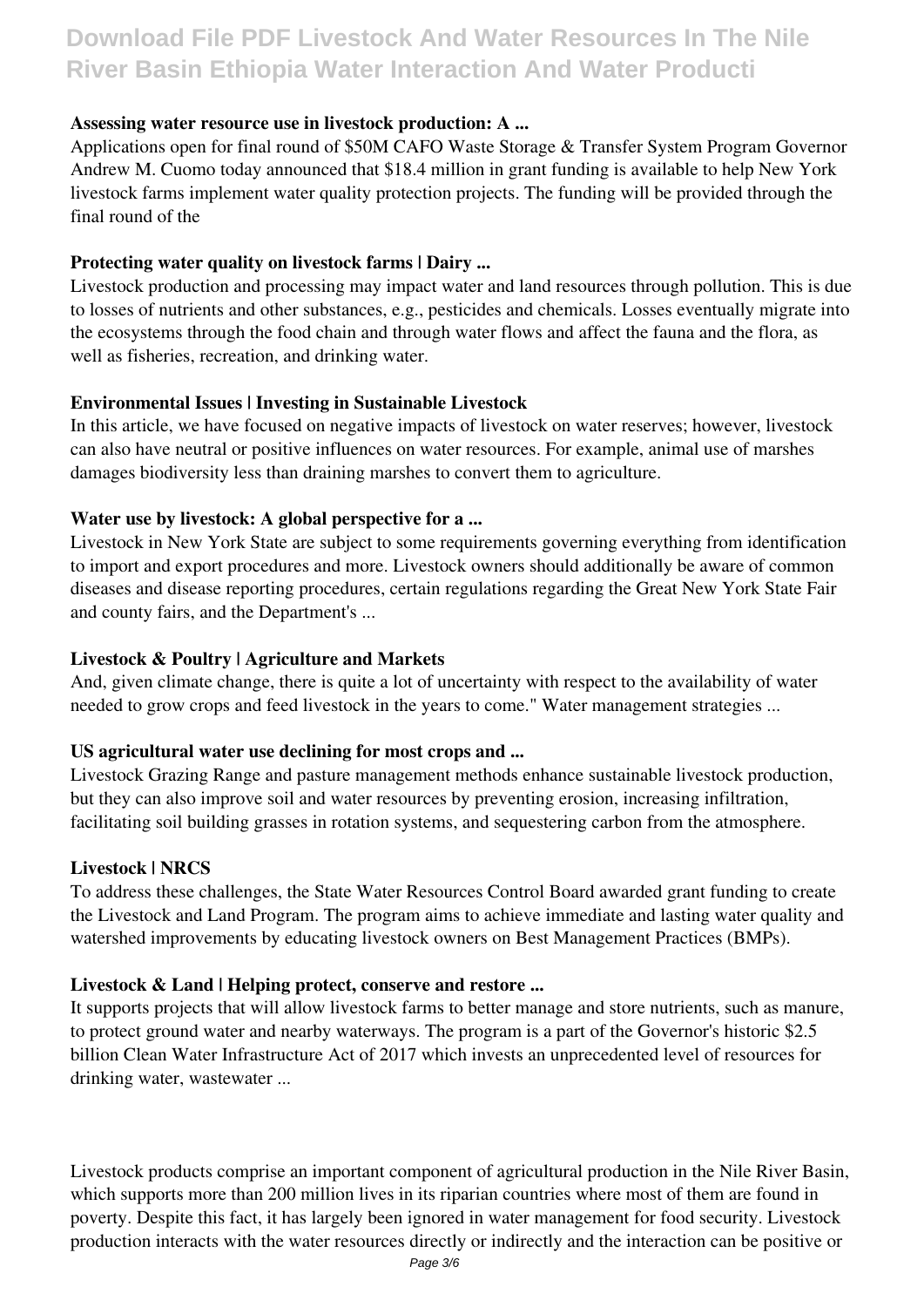**Assessing water resource use in livestock production: A ...**

Applications open for final round of $50M CAFO Waste Storage & Transfer System Program Governor Andrew M. Cuomo today announced that $18.4 million in grant funding is available to help New York livestock farms implement water quality protection projects. The funding will be provided through the final round of the

**Protecting water quality on livestock farms | Dairy ...**

Livestock production and processing may impact water and land resources through pollution. This is due to losses of nutrients and other substances, e.g., pesticides and chemicals. Losses eventually migrate into the ecosystems through the food chain and through water flows and affect the fauna and the flora, as well as fisheries, recreation, and drinking water.

**Environmental Issues | Investing in Sustainable Livestock**

In this article, we have focused on negative impacts of livestock on water reserves; however, livestock can also have neutral or positive influences on water resources. For example, animal use of marshes damages biodiversity less than draining marshes to convert them to agriculture.

**Water use by livestock: A global perspective for a ...**

Livestock in New York State are subject to some requirements governing everything from identification to import and export procedures and more. Livestock owners should additionally be aware of common diseases and disease reporting procedures, certain regulations regarding the Great New York State Fair and county fairs, and the Department's ...

**Livestock & Poultry | Agriculture and Markets**

And, given climate change, there is quite a lot of uncertainty with respect to the availability of water needed to grow crops and feed livestock in the years to come." Water management strategies ...

**US agricultural water use declining for most crops and ...**

Livestock Grazing Range and pasture management methods enhance sustainable livestock production, but they can also improve soil and water resources by preventing erosion, increasing infiltration, facilitating soil building grasses in rotation systems, and sequestering carbon from the atmosphere.

**Livestock | NRCS**

To address these challenges, the State Water Resources Control Board awarded grant funding to create the Livestock and Land Program. The program aims to achieve immediate and lasting water quality and watershed improvements by educating livestock owners on Best Management Practices (BMPs).

**Livestock & Land | Helping protect, conserve and restore ...**

It supports projects that will allow livestock farms to better manage and store nutrients, such as manure, to protect ground water and nearby waterways. The program is a part of the Governor's historic $2.5 billion Clean Water Infrastructure Act of 2017 which invests an unprecedented level of resources for drinking water, wastewater ...

Livestock products comprise an important component of agricultural production in the Nile River Basin, which supports more than 200 million lives in its riparian countries where most of them are found in poverty. Despite this fact, it has largely been ignored in water management for food security. Livestock production interacts with the water resources directly or indirectly and the interaction can be positive or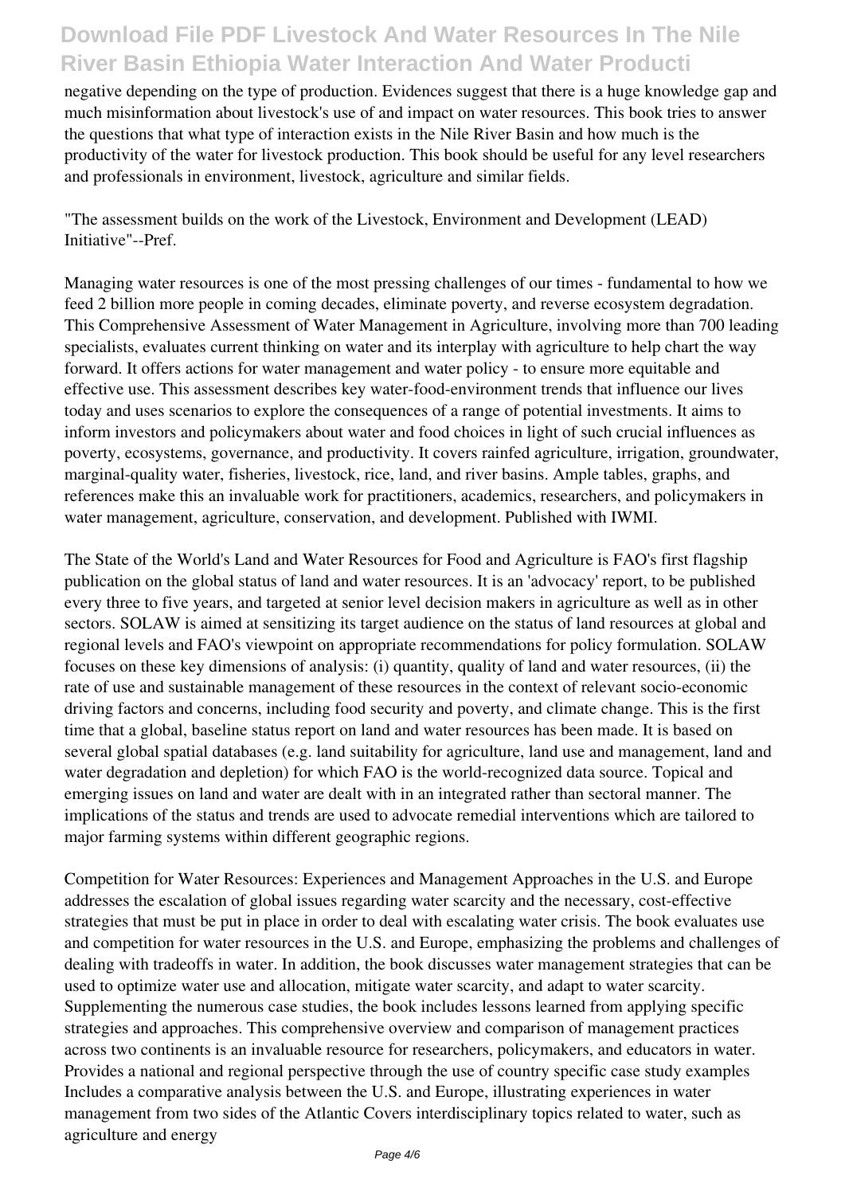negative depending on the type of production. Evidences suggest that there is a huge knowledge gap and much misinformation about livestock's use of and impact on water resources. This book tries to answer the questions that what type of interaction exists in the Nile River Basin and how much is the productivity of the water for livestock production. This book should be useful for any level researchers and professionals in environment, livestock, agriculture and similar fields.

"The assessment builds on the work of the Livestock, Environment and Development (LEAD) Initiative"--Pref.

Managing water resources is one of the most pressing challenges of our times - fundamental to how we feed 2 billion more people in coming decades, eliminate poverty, and reverse ecosystem degradation. This Comprehensive Assessment of Water Management in Agriculture, involving more than 700 leading specialists, evaluates current thinking on water and its interplay with agriculture to help chart the way forward. It offers actions for water management and water policy - to ensure more equitable and effective use. This assessment describes key water-food-environment trends that influence our lives today and uses scenarios to explore the consequences of a range of potential investments. It aims to inform investors and policymakers about water and food choices in light of such crucial influences as poverty, ecosystems, governance, and productivity. It covers rainfed agriculture, irrigation, groundwater, marginal-quality water, fisheries, livestock, rice, land, and river basins. Ample tables, graphs, and references make this an invaluable work for practitioners, academics, researchers, and policymakers in water management, agriculture, conservation, and development. Published with IWMI.

The State of the World's Land and Water Resources for Food and Agriculture is FAO's first flagship publication on the global status of land and water resources. It is an 'advocacy' report, to be published every three to five years, and targeted at senior level decision makers in agriculture as well as in other sectors. SOLAW is aimed at sensitizing its target audience on the status of land resources at global and regional levels and FAO's viewpoint on appropriate recommendations for policy formulation. SOLAW focuses on these key dimensions of analysis: (i) quantity, quality of land and water resources, (ii) the rate of use and sustainable management of these resources in the context of relevant socio-economic driving factors and concerns, including food security and poverty, and climate change. This is the first time that a global, baseline status report on land and water resources has been made. It is based on several global spatial databases (e.g. land suitability for agriculture, land use and management, land and water degradation and depletion) for which FAO is the world-recognized data source. Topical and emerging issues on land and water are dealt with in an integrated rather than sectoral manner. The implications of the status and trends are used to advocate remedial interventions which are tailored to major farming systems within different geographic regions.

Competition for Water Resources: Experiences and Management Approaches in the U.S. and Europe addresses the escalation of global issues regarding water scarcity and the necessary, cost-effective strategies that must be put in place in order to deal with escalating water crisis. The book evaluates use and competition for water resources in the U.S. and Europe, emphasizing the problems and challenges of dealing with tradeoffs in water. In addition, the book discusses water management strategies that can be used to optimize water use and allocation, mitigate water scarcity, and adapt to water scarcity. Supplementing the numerous case studies, the book includes lessons learned from applying specific strategies and approaches. This comprehensive overview and comparison of management practices across two continents is an invaluable resource for researchers, policymakers, and educators in water. Provides a national and regional perspective through the use of country specific case study examples Includes a comparative analysis between the U.S. and Europe, illustrating experiences in water management from two sides of the Atlantic Covers interdisciplinary topics related to water, such as agriculture and energy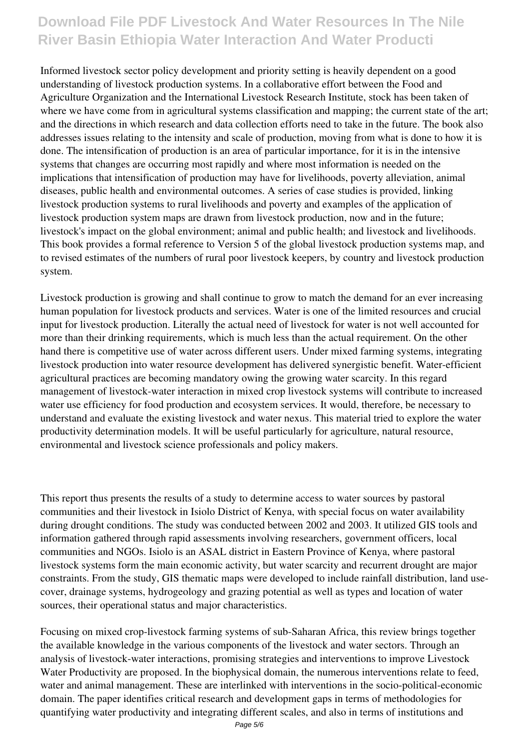Informed livestock sector policy development and priority setting is heavily dependent on a good understanding of livestock production systems. In a collaborative effort between the Food and Agriculture Organization and the International Livestock Research Institute, stock has been taken of where we have come from in agricultural systems classification and mapping; the current state of the art; and the directions in which research and data collection efforts need to take in the future. The book also addresses issues relating to the intensity and scale of production, moving from what is done to how it is done. The intensification of production is an area of particular importance, for it is in the intensive systems that changes are occurring most rapidly and where most information is needed on the implications that intensification of production may have for livelihoods, poverty alleviation, animal diseases, public health and environmental outcomes. A series of case studies is provided, linking livestock production systems to rural livelihoods and poverty and examples of the application of livestock production system maps are drawn from livestock production, now and in the future; livestock's impact on the global environment; animal and public health; and livestock and livelihoods. This book provides a formal reference to Version 5 of the global livestock production systems map, and to revised estimates of the numbers of rural poor livestock keepers, by country and livestock production system.

Livestock production is growing and shall continue to grow to match the demand for an ever increasing human population for livestock products and services. Water is one of the limited resources and crucial input for livestock production. Literally the actual need of livestock for water is not well accounted for more than their drinking requirements, which is much less than the actual requirement. On the other hand there is competitive use of water across different users. Under mixed farming systems, integrating livestock production into water resource development has delivered synergistic benefit. Water-efficient agricultural practices are becoming mandatory owing the growing water scarcity. In this regard management of livestock-water interaction in mixed crop livestock systems will contribute to increased water use efficiency for food production and ecosystem services. It would, therefore, be necessary to understand and evaluate the existing livestock and water nexus. This material tried to explore the water productivity determination models. It will be useful particularly for agriculture, natural resource, environmental and livestock science professionals and policy makers.

This report thus presents the results of a study to determine access to water sources by pastoral communities and their livestock in Isiolo District of Kenya, with special focus on water availability during drought conditions. The study was conducted between 2002 and 2003. It utilized GIS tools and information gathered through rapid assessments involving researchers, government officers, local communities and NGOs. Isiolo is an ASAL district in Eastern Province of Kenya, where pastoral livestock systems form the main economic activity, but water scarcity and recurrent drought are major constraints. From the study, GIS thematic maps were developed to include rainfall distribution, land use-cover, drainage systems, hydrogeology and grazing potential as well as types and location of water sources, their operational status and major characteristics.

Focusing on mixed crop-livestock farming systems of sub-Saharan Africa, this review brings together the available knowledge in the various components of the livestock and water sectors. Through an analysis of livestock-water interactions, promising strategies and interventions to improve Livestock Water Productivity are proposed. In the biophysical domain, the numerous interventions relate to feed, water and animal management. These are interlinked with interventions in the socio-political-economic domain. The paper identifies critical research and development gaps in terms of methodologies for quantifying water productivity and integrating different scales, and also in terms of institutions and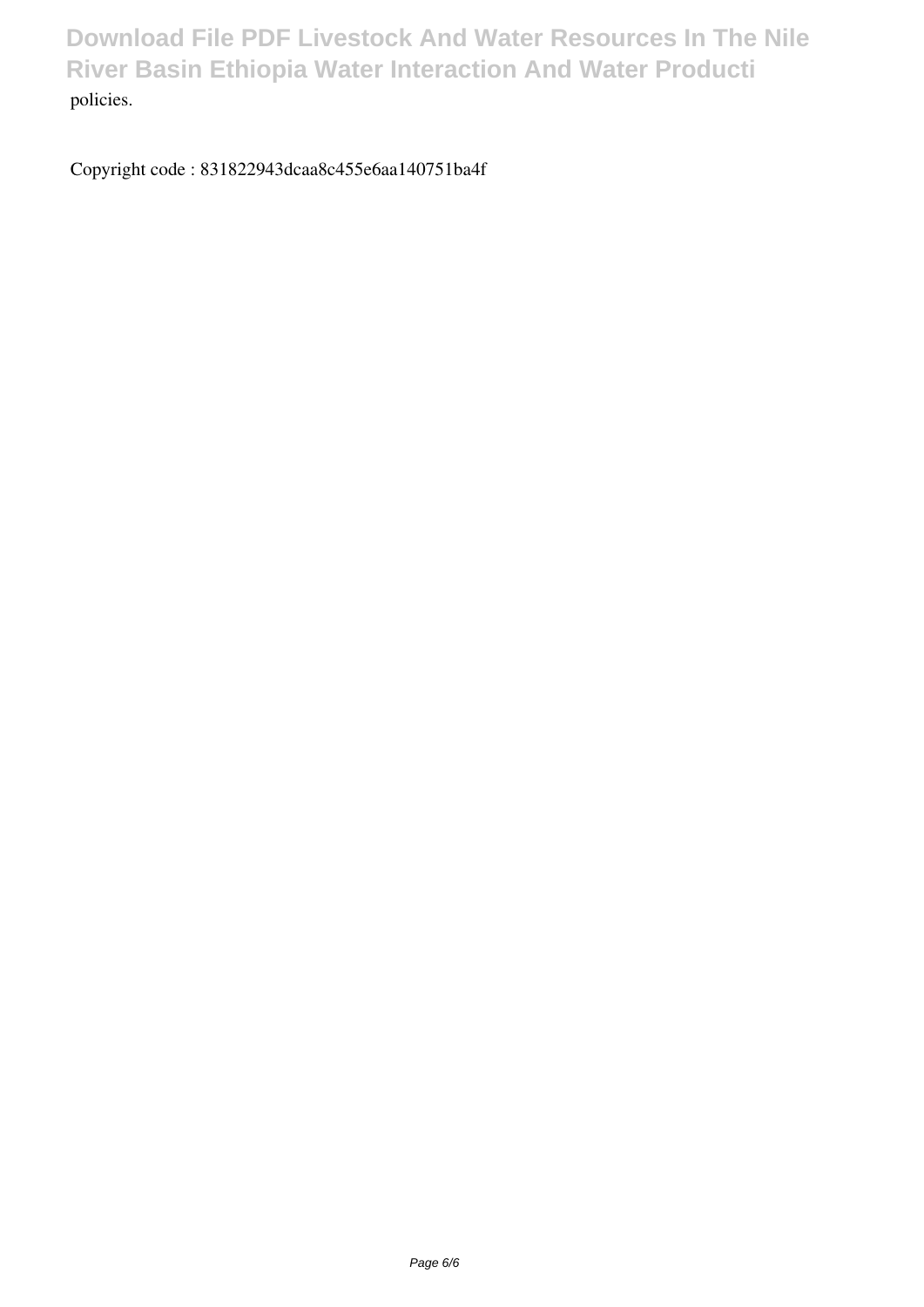policies.

Copyright code : 831822943dcaa8c455e6aa140751ba4f